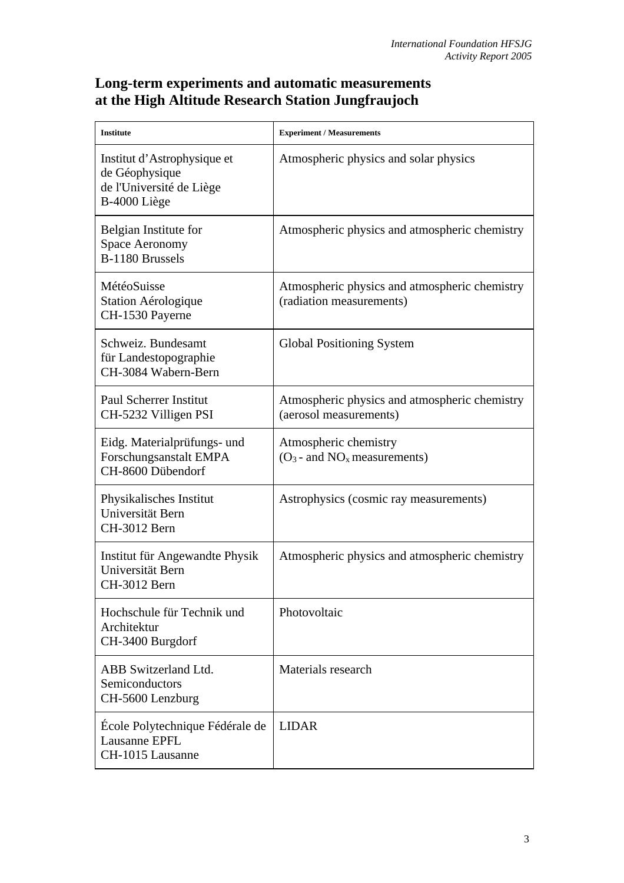## Long-term experiments and automatic measurements at the High Altitude Research Station Jungfraujoch

| Institute | Experiment / Measurements |
|---|---|
| Institut d'Astrophysique et de Géophysique de l'Université de Liège B-4000 Liège | Atmospheric physics and solar physics |
| Belgian Institute for Space Aeronomy B-1180 Brussels | Atmospheric physics and atmospheric chemistry |
| MétéoSuisse Station Aérologique CH-1530 Payerne | Atmospheric physics and atmospheric chemistry (radiation measurements) |
| Schweiz. Bundesamt für Landestopographie CH-3084 Wabern-Bern | Global Positioning System |
| Paul Scherrer Institut CH-5232 Villigen PSI | Atmospheric physics and atmospheric chemistry (aerosol measurements) |
| Eidg. Materialprüfungs- und Forschungsanstalt EMPA CH-8600 Dübendorf | Atmospheric chemistry ($O_3$ - and $NO_x$ measurements) |
| Physikalisches Institut Universität Bern CH-3012 Bern | Astrophysics (cosmic ray measurements) |
| Institut für Angewandte Physik Universität Bern CH-3012 Bern | Atmospheric physics and atmospheric chemistry |
| Hochschule für Technik und Architektur CH-3400 Burgdorf | Photovoltaic |
| ABB Switzerland Ltd. Semiconductors CH-5600 Lenzburg | Materials research |
| École Polytechnique Fédérale de Lausanne EPFL CH-1015 Lausanne | LIDAR |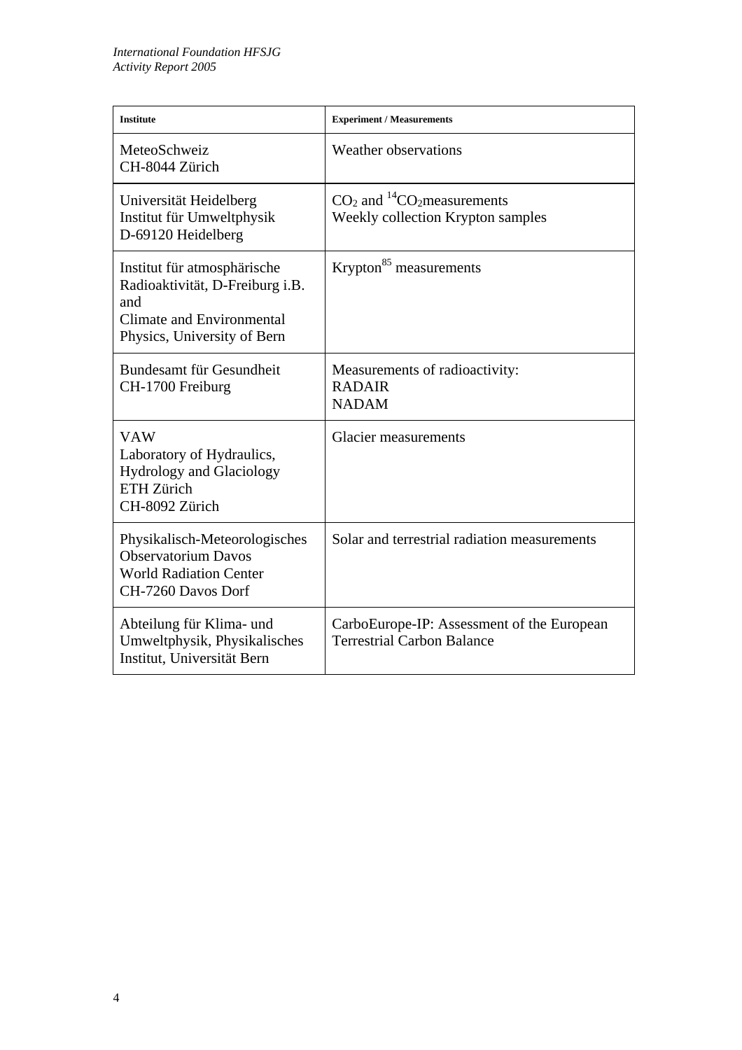| Institute | Experiment / Measurements |
|---|---|
| MeteoSchweiz<br>CH-8044 Zürich | Weather observations |
| Universität Heidelberg<br>Institut für Umweltphysik<br>D-69120 Heidelberg | $CO_2$ and $^{14}CO_2$measurements<br>Weekly collection Krypton samples |
| Institut für atmosphärische Radioaktivität, D-Freiburg i.B.<br>and<br>Climate and Environmental Physics, University of Bern | $Krypton^{85}$ measurements |
| Bundesamt für Gesundheit<br>CH-1700 Freiburg | Measurements of radioactivity:<br>RADAIR<br>NADAM |
| VAW<br>Laboratory of Hydraulics, Hydrology and Glaciology<br>ETH Zürich<br>CH-8092 Zürich | Glacier measurements |
| Physikalisch-Meteorologisches Observatorium Davos<br>World Radiation Center<br>CH-7260 Davos Dorf | Solar and terrestrial radiation measurements |
| Abteilung für Klima- und Umweltphysik, Physikalisches Institut, Universität Bern | CarboEurope-IP: Assessment of the European Terrestrial Carbon Balance |